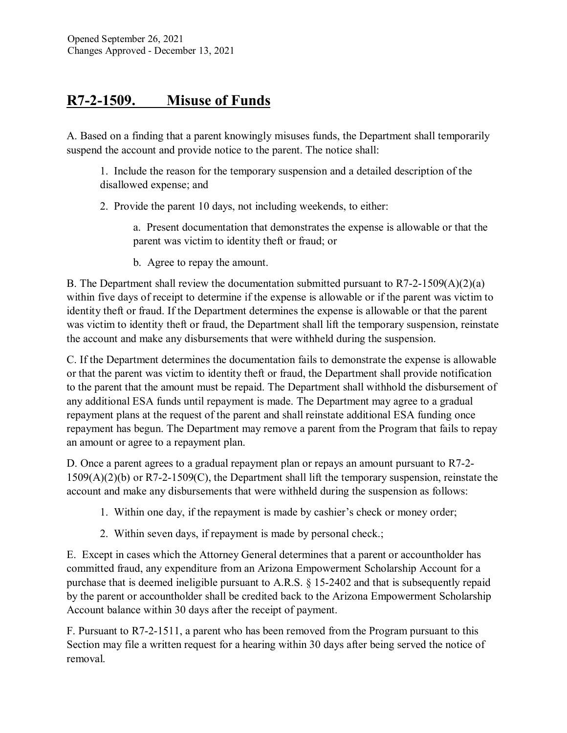Opened September 26, 2021
Changes Approved - December 13, 2021

## R7-2-1509. Misuse of Funds

A. Based on a finding that a parent knowingly misuses funds, the Department shall temporarily suspend the account and provide notice to the parent. The notice shall:

1. Include the reason for the temporary suspension and a detailed description of the disallowed expense; and
2. Provide the parent 10 days, not including weekends, to either:
   a. Present documentation that demonstrates the expense is allowable or that the parent was victim to identity theft or fraud; or
   b. Agree to repay the amount.

B. The Department shall review the documentation submitted pursuant to R7-2-1509(A)(2)(a) within five days of receipt to determine if the expense is allowable or if the parent was victim to identity theft or fraud. If the Department determines the expense is allowable or that the parent was victim to identity theft or fraud, the Department shall lift the temporary suspension, reinstate the account and make any disbursements that were withheld during the suspension.

C. If the Department determines the documentation fails to demonstrate the expense is allowable or that the parent was victim to identity theft or fraud, the Department shall provide notification to the parent that the amount must be repaid. The Department shall withhold the disbursement of any additional ESA funds until repayment is made. The Department may agree to a gradual repayment plans at the request of the parent and shall reinstate additional ESA funding once repayment has begun. The Department may remove a parent from the Program that fails to repay an amount or agree to a repayment plan.

D. Once a parent agrees to a gradual repayment plan or repays an amount pursuant to R7-2-1509(A)(2)(b) or R7-2-1509(C), the Department shall lift the temporary suspension, reinstate the account and make any disbursements that were withheld during the suspension as follows:

1. Within one day, if the repayment is made by cashier's check or money order;
2. Within seven days, if repayment is made by personal check.;

E. Except in cases which the Attorney General determines that a parent or accountholder has committed fraud, any expenditure from an Arizona Empowerment Scholarship Account for a purchase that is deemed ineligible pursuant to A.R.S. § 15-2402 and that is subsequently repaid by the parent or accountholder shall be credited back to the Arizona Empowerment Scholarship Account balance within 30 days after the receipt of payment.

F. Pursuant to R7-2-1511, a parent who has been removed from the Program pursuant to this Section may file a written request for a hearing within 30 days after being served the notice of removal.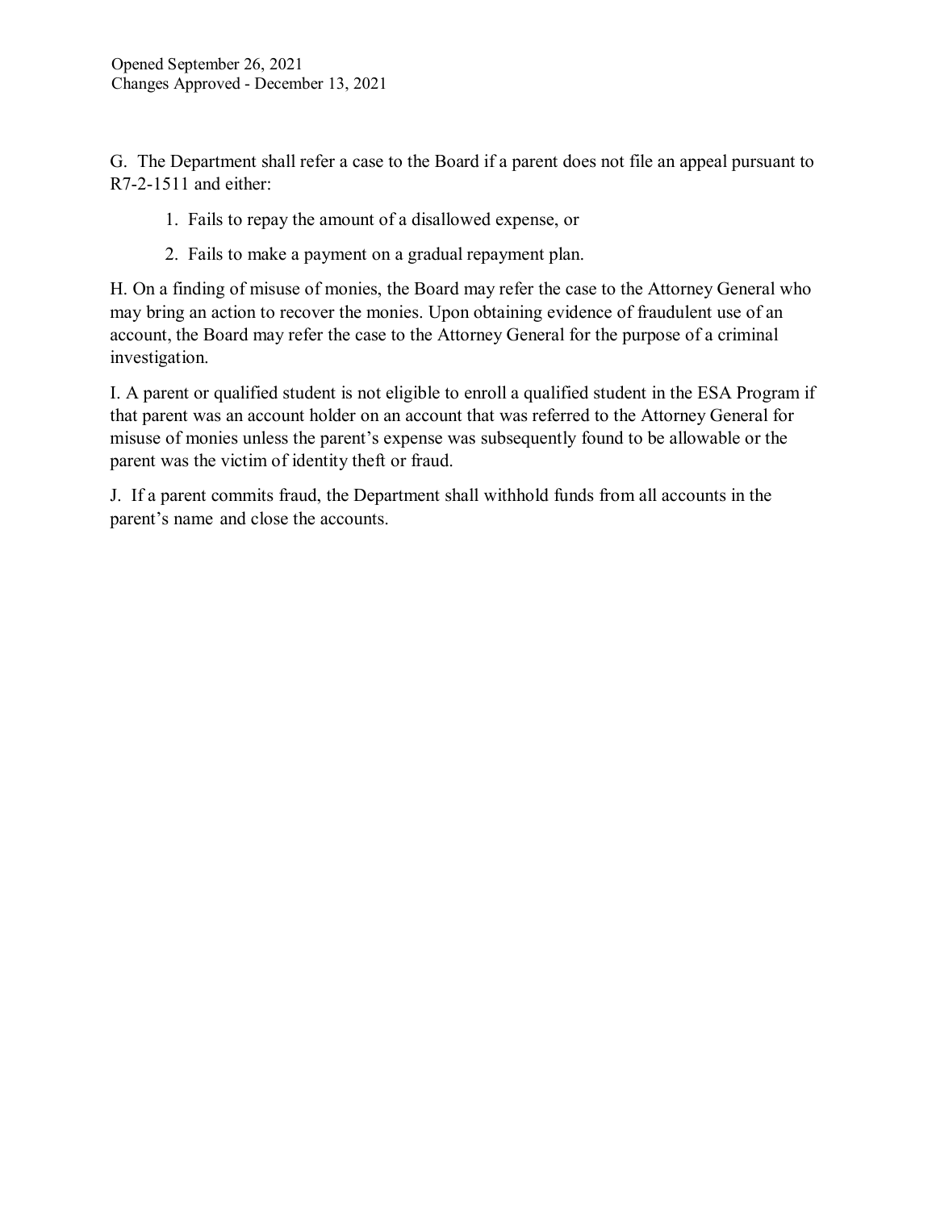G. The Department shall refer a case to the Board if a parent does not file an appeal pursuant to R7-2-1511 and either:

1. Fails to repay the amount of a disallowed expense, or
2. Fails to make a payment on a gradual repayment plan.

H. On a finding of misuse of monies, the Board may refer the case to the Attorney General who may bring an action to recover the monies. Upon obtaining evidence of fraudulent use of an account, the Board may refer the case to the Attorney General for the purpose of a criminal investigation.

I. A parent or qualified student is not eligible to enroll a qualified student in the ESA Program if that parent was an account holder on an account that was referred to the Attorney General for misuse of monies unless the parent's expense was subsequently found to be allowable or the parent was the victim of identity theft or fraud.

J. If a parent commits fraud, the Department shall withhold funds from all accounts in the parent's name and close the accounts.